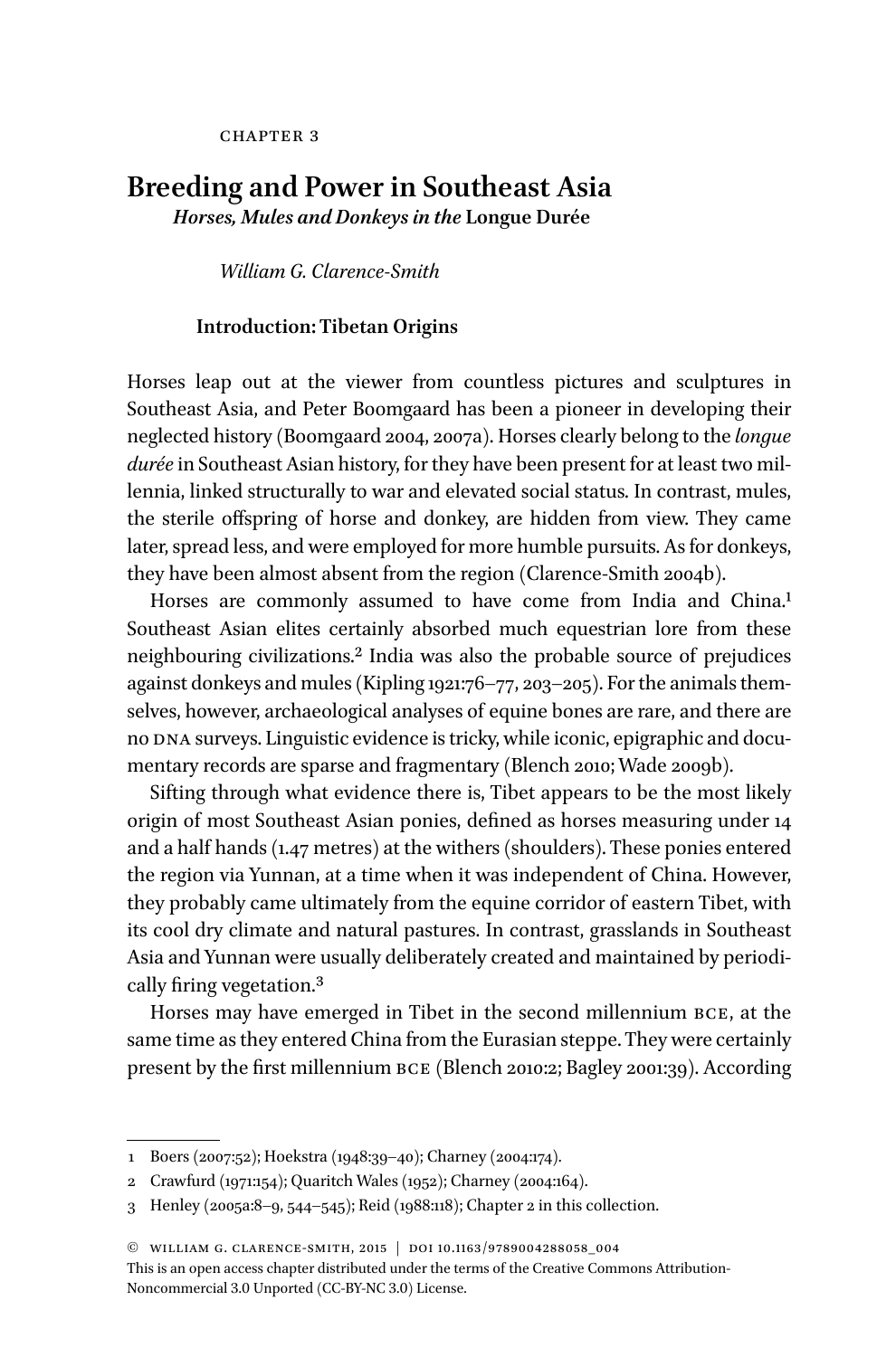CHAPTER 3

# Breeding and Power in Southeast Asia

## *Horses, Mules and Donkeys in the* Longue Durée

*William G. Clarence-Smith*

### Introduction: Tibetan Origins

Horses leap out at the viewer from countless pictures and sculptures in Southeast Asia, and Peter Boomgaard has been a pioneer in developing their neglected history (Boomgaard 2004, 2007a). Horses clearly belong to the *longue durée* in Southeast Asian history, for they have been present for at least two millennia, linked structurally to war and elevated social status. In contrast, mules, the sterile offspring of horse and donkey, are hidden from view. They came later, spread less, and were employed for more humble pursuits. As for donkeys, they have been almost absent from the region (Clarence-Smith 2004b).

Horses are commonly assumed to have come from India and China.[1] Southeast Asian elites certainly absorbed much equestrian lore from these neighbouring civilizations.[2] India was also the probable source of prejudices against donkeys and mules (Kipling 1921:76–77, 203–205). For the animals themselves, however, archaeological analyses of equine bones are rare, and there are no DNA surveys. Linguistic evidence is tricky, while iconic, epigraphic and documentary records are sparse and fragmentary (Blench 2010; Wade 2009b).

Sifting through what evidence there is, Tibet appears to be the most likely origin of most Southeast Asian ponies, defined as horses measuring under 14 and a half hands (1.47 metres) at the withers (shoulders). These ponies entered the region via Yunnan, at a time when it was independent of China. However, they probably came ultimately from the equine corridor of eastern Tibet, with its cool dry climate and natural pastures. In contrast, grasslands in Southeast Asia and Yunnan were usually deliberately created and maintained by periodically firing vegetation.[3]

Horses may have emerged in Tibet in the second millennium BCE, at the same time as they entered China from the Eurasian steppe. They were certainly present by the first millennium BCE (Blench 2010:2; Bagley 2001:39). According

---

1 Boers (2007:52); Hoekstra (1948:39–40); Charney (2004:174).

2 Crawfurd (1971:154); Quaritch Wales (1952); Charney (2004:164).

3 Henley (2005a:8–9, 544–545); Reid (1988:118); Chapter 2 in this collection.

© WILLIAM G. CLARENCE-SMITH, 2015 | DOI 10.1163/9789004288058_004
This is an open access chapter distributed under the terms of the Creative Commons Attribution-Noncommercial 3.0 Unported (CC-BY-NC 3.0) License.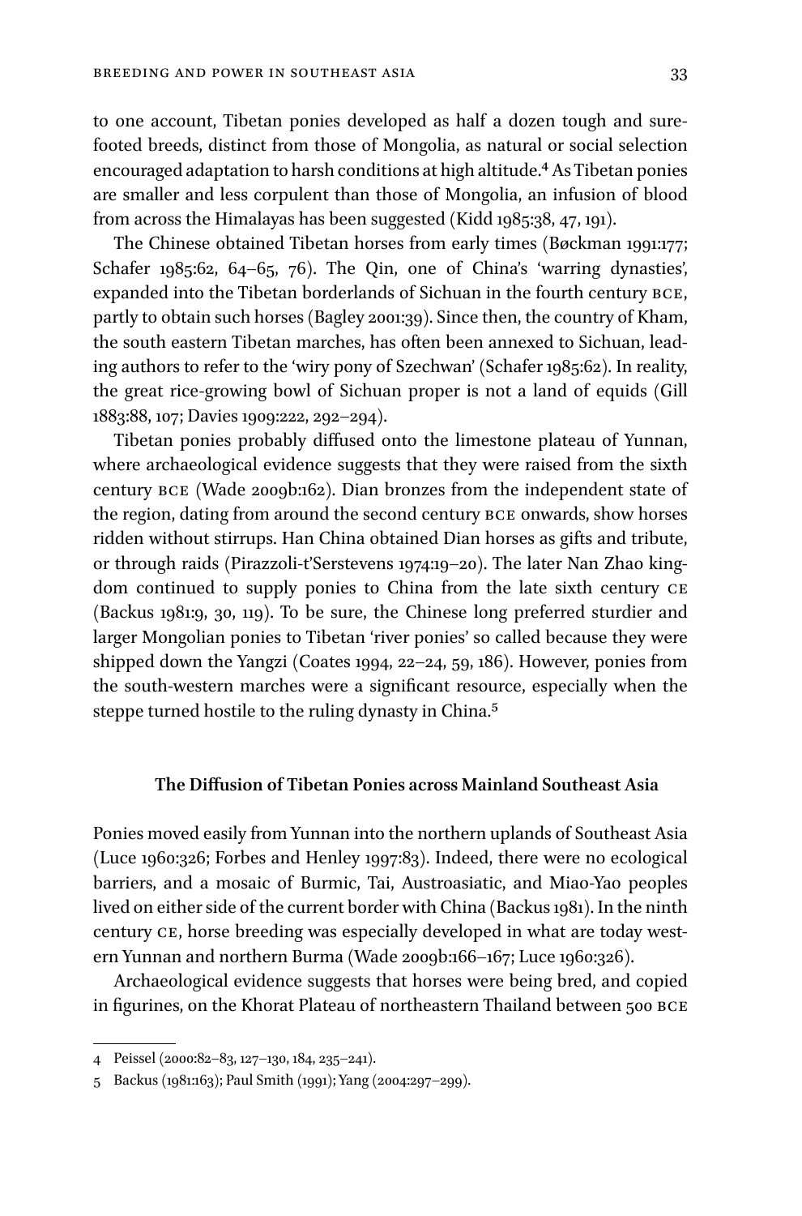to one account, Tibetan ponies developed as half a dozen tough and sure-footed breeds, distinct from those of Mongolia, as natural or social selection encouraged adaptation to harsh conditions at high altitude.[4] As Tibetan ponies are smaller and less corpulent than those of Mongolia, an infusion of blood from across the Himalayas has been suggested (Kidd 1985:38, 47, 191).

The Chinese obtained Tibetan horses from early times (Bøckman 1991:177; Schafer 1985:62, 64–65, 76). The Qin, one of China's 'warring dynasties', expanded into the Tibetan borderlands of Sichuan in the fourth century BCE, partly to obtain such horses (Bagley 2001:39). Since then, the country of Kham, the south eastern Tibetan marches, has often been annexed to Sichuan, leading authors to refer to the 'wiry pony of Szechwan' (Schafer 1985:62). In reality, the great rice-growing bowl of Sichuan proper is not a land of equids (Gill 1883:88, 107; Davies 1909:222, 292–294).

Tibetan ponies probably diffused onto the limestone plateau of Yunnan, where archaeological evidence suggests that they were raised from the sixth century BCE (Wade 2009b:162). Dian bronzes from the independent state of the region, dating from around the second century BCE onwards, show horses ridden without stirrups. Han China obtained Dian horses as gifts and tribute, or through raids (Pirazzoli-t'Serstevens 1974:19–20). The later Nan Zhao kingdom continued to supply ponies to China from the late sixth century CE (Backus 1981:9, 30, 119). To be sure, the Chinese long preferred sturdier and larger Mongolian ponies to Tibetan 'river ponies' so called because they were shipped down the Yangzi (Coates 1994, 22–24, 59, 186). However, ponies from the south-western marches were a significant resource, especially when the steppe turned hostile to the ruling dynasty in China.[5]

## The Diffusion of Tibetan Ponies across Mainland Southeast Asia

Ponies moved easily from Yunnan into the northern uplands of Southeast Asia (Luce 1960:326; Forbes and Henley 1997:83). Indeed, there were no ecological barriers, and a mosaic of Burmic, Tai, Austroasiatic, and Miao-Yao peoples lived on either side of the current border with China (Backus 1981). In the ninth century CE, horse breeding was especially developed in what are today western Yunnan and northern Burma (Wade 2009b:166–167; Luce 1960:326).

Archaeological evidence suggests that horses were being bred, and copied in figurines, on the Khorat Plateau of northeastern Thailand between 500 BCE

---

4 Peissel (2000:82–83, 127–130, 184, 235–241).

5 Backus (1981:163); Paul Smith (1991); Yang (2004:297–299).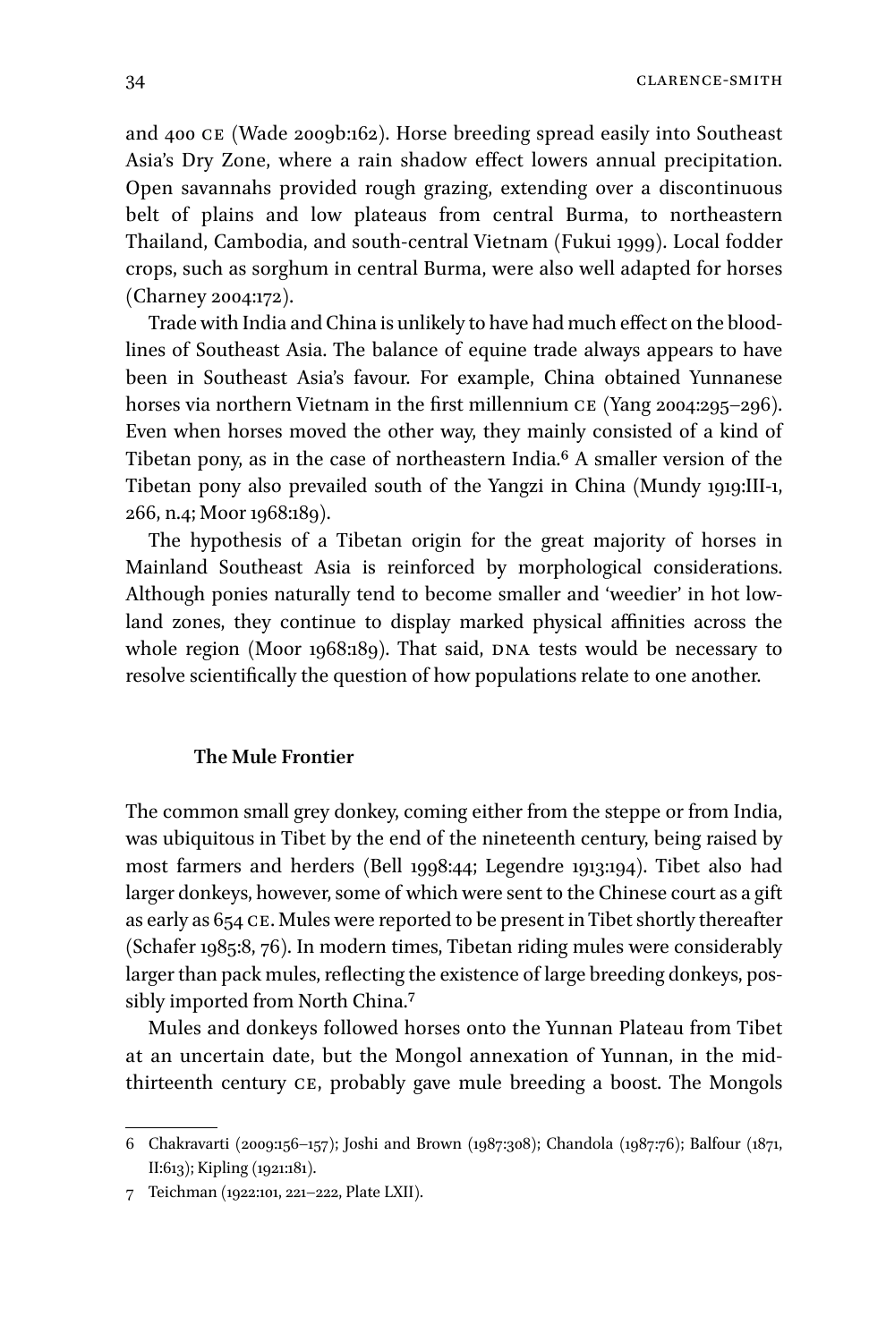and 400 CE (Wade 2009b:162). Horse breeding spread easily into Southeast Asia's Dry Zone, where a rain shadow effect lowers annual precipitation. Open savannahs provided rough grazing, extending over a discontinuous belt of plains and low plateaus from central Burma, to northeastern Thailand, Cambodia, and south-central Vietnam (Fukui 1999). Local fodder crops, such as sorghum in central Burma, were also well adapted for horses (Charney 2004:172).

Trade with India and China is unlikely to have had much effect on the bloodlines of Southeast Asia. The balance of equine trade always appears to have been in Southeast Asia's favour. For example, China obtained Yunnanese horses via northern Vietnam in the first millennium CE (Yang 2004:295–296). Even when horses moved the other way, they mainly consisted of a kind of Tibetan pony, as in the case of northeastern India.[6] A smaller version of the Tibetan pony also prevailed south of the Yangzi in China (Mundy 1919:III-1, 266, n.4; Moor 1968:189).

The hypothesis of a Tibetan origin for the great majority of horses in Mainland Southeast Asia is reinforced by morphological considerations. Although ponies naturally tend to become smaller and 'weedier' in hot lowland zones, they continue to display marked physical affinities across the whole region (Moor 1968:189). That said, DNA tests would be necessary to resolve scientifically the question of how populations relate to one another.

### The Mule Frontier

The common small grey donkey, coming either from the steppe or from India, was ubiquitous in Tibet by the end of the nineteenth century, being raised by most farmers and herders (Bell 1998:44; Legendre 1913:194). Tibet also had larger donkeys, however, some of which were sent to the Chinese court as a gift as early as 654 CE. Mules were reported to be present in Tibet shortly thereafter (Schafer 1985:8, 76). In modern times, Tibetan riding mules were considerably larger than pack mules, reflecting the existence of large breeding donkeys, possibly imported from North China.[7]

Mules and donkeys followed horses onto the Yunnan Plateau from Tibet at an uncertain date, but the Mongol annexation of Yunnan, in the mid-thirteenth century CE, probably gave mule breeding a boost. The Mongols

---

6 Chakravarti (2009:156–157); Joshi and Brown (1987:308); Chandola (1987:76); Balfour (1871, II:613); Kipling (1921:181).

7 Teichman (1922:101, 221–222, Plate LXII).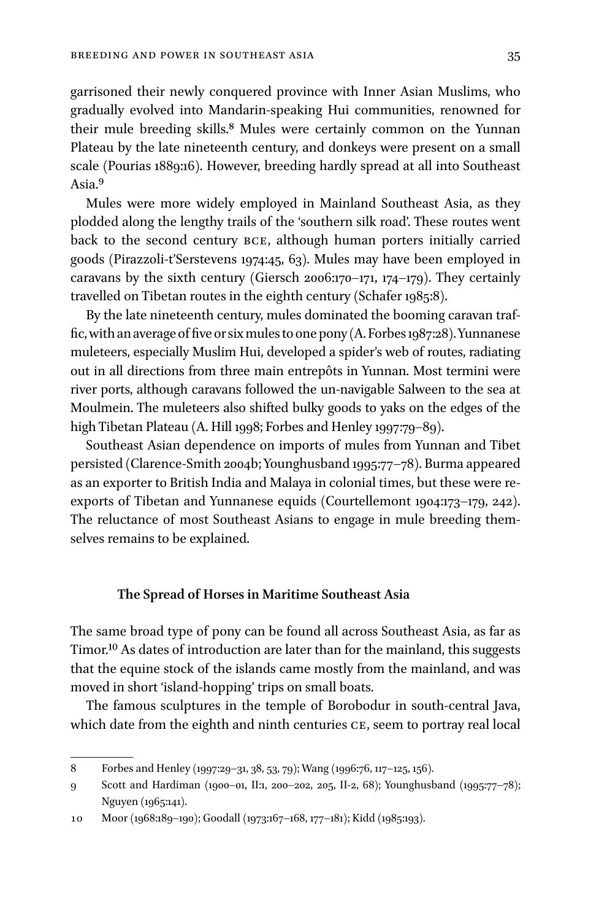garrisoned their newly conquered province with Inner Asian Muslims, who gradually evolved into Mandarin-speaking Hui communities, renowned for their mule breeding skills.[8] Mules were certainly common on the Yunnan Plateau by the late nineteenth century, and donkeys were present on a small scale (Pourias 1889:16). However, breeding hardly spread at all into Southeast Asia.[9]

Mules were more widely employed in Mainland Southeast Asia, as they plodded along the lengthy trails of the 'southern silk road'. These routes went back to the second century BCE, although human porters initially carried goods (Pirazzoli-t'Serstevens 1974:45, 63). Mules may have been employed in caravans by the sixth century (Giersch 2006:170–171, 174–179). They certainly travelled on Tibetan routes in the eighth century (Schafer 1985:8).

By the late nineteenth century, mules dominated the booming caravan traffic, with an average of five or six mules to one pony (A. Forbes 1987:28). Yunnanese muleteers, especially Muslim Hui, developed a spider's web of routes, radiating out in all directions from three main entrepôts in Yunnan. Most termini were river ports, although caravans followed the un-navigable Salween to the sea at Moulmein. The muleteers also shifted bulky goods to yaks on the edges of the high Tibetan Plateau (A. Hill 1998; Forbes and Henley 1997:79–89).

Southeast Asian dependence on imports of mules from Yunnan and Tibet persisted (Clarence-Smith 2004b; Younghusband 1995:77–78). Burma appeared as an exporter to British India and Malaya in colonial times, but these were re-exports of Tibetan and Yunnanese equids (Courtellemont 1904:173–179, 242). The reluctance of most Southeast Asians to engage in mule breeding themselves remains to be explained.

## The Spread of Horses in Maritime Southeast Asia

The same broad type of pony can be found all across Southeast Asia, as far as Timor.[10] As dates of introduction are later than for the mainland, this suggests that the equine stock of the islands came mostly from the mainland, and was moved in short 'island-hopping' trips on small boats.

The famous sculptures in the temple of Borobodur in south-central Java, which date from the eighth and ninth centuries CE, seem to portray real local

8 Forbes and Henley (1997:29–31, 38, 53, 79); Wang (1996:76, 117–125, 156).

9 Scott and Hardiman (1900–01, II:1, 200–202, 205, II-2, 68); Younghusband (1995:77–78); Nguyen (1965:141).

10 Moor (1968:189–190); Goodall (1973:167–168, 177–181); Kidd (1985:193).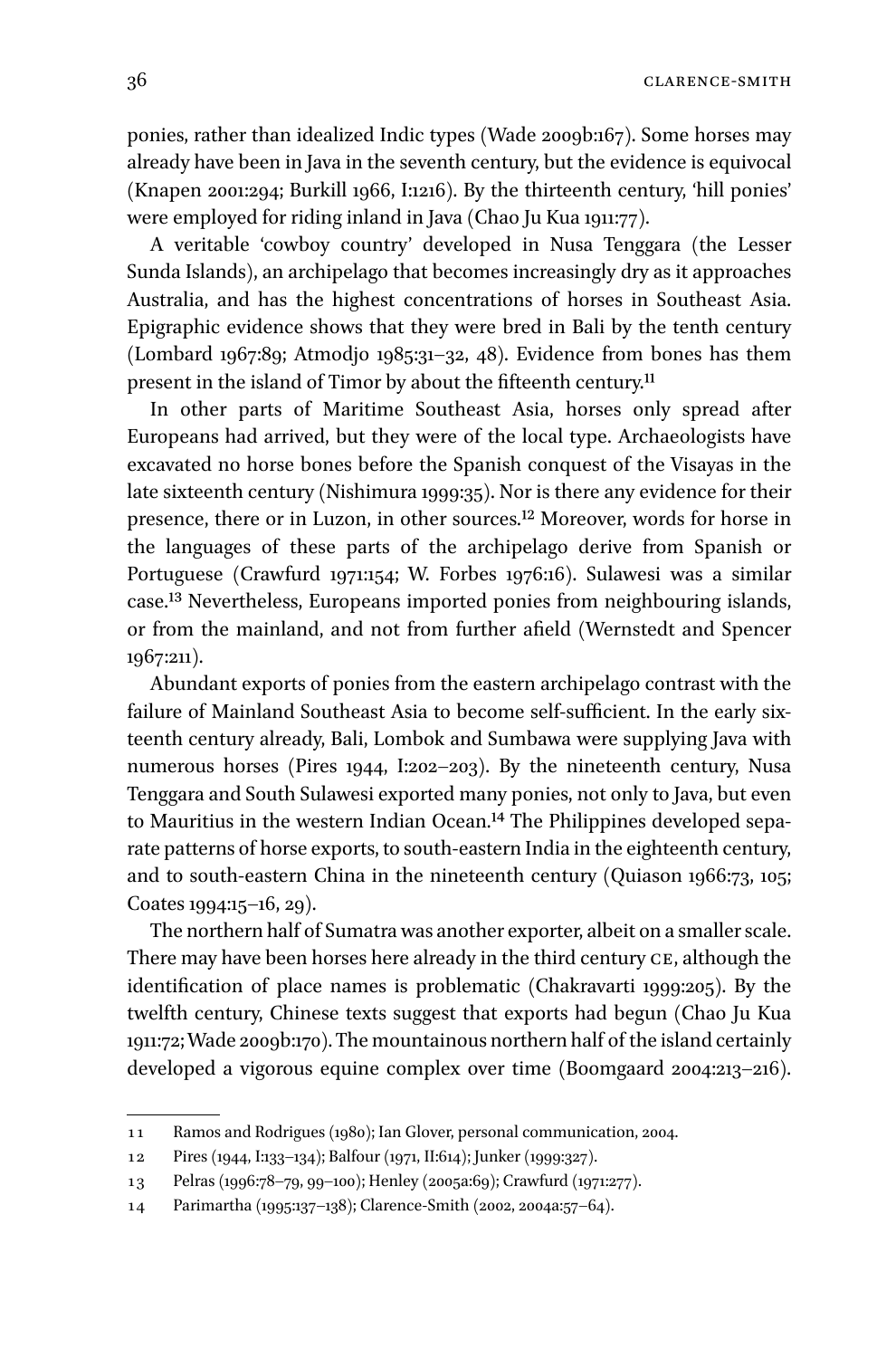ponies, rather than idealized Indic types (Wade 2009b:167). Some horses may already have been in Java in the seventh century, but the evidence is equivocal (Knapen 2001:294; Burkill 1966, I:1216). By the thirteenth century, 'hill ponies' were employed for riding inland in Java (Chao Ju Kua 1911:77).

A veritable 'cowboy country' developed in Nusa Tenggara (the Lesser Sunda Islands), an archipelago that becomes increasingly dry as it approaches Australia, and has the highest concentrations of horses in Southeast Asia. Epigraphic evidence shows that they were bred in Bali by the tenth century (Lombard 1967:89; Atmodjo 1985:31–32, 48). Evidence from bones has them present in the island of Timor by about the fifteenth century.[11]

In other parts of Maritime Southeast Asia, horses only spread after Europeans had arrived, but they were of the local type. Archaeologists have excavated no horse bones before the Spanish conquest of the Visayas in the late sixteenth century (Nishimura 1999:35). Nor is there any evidence for their presence, there or in Luzon, in other sources.[12] Moreover, words for horse in the languages of these parts of the archipelago derive from Spanish or Portuguese (Crawfurd 1971:154; W. Forbes 1976:16). Sulawesi was a similar case.[13] Nevertheless, Europeans imported ponies from neighbouring islands, or from the mainland, and not from further afield (Wernstedt and Spencer 1967:211).

Abundant exports of ponies from the eastern archipelago contrast with the failure of Mainland Southeast Asia to become self-sufficient. In the early sixteenth century already, Bali, Lombok and Sumbawa were supplying Java with numerous horses (Pires 1944, I:202–203). By the nineteenth century, Nusa Tenggara and South Sulawesi exported many ponies, not only to Java, but even to Mauritius in the western Indian Ocean.[14] The Philippines developed separate patterns of horse exports, to south-eastern India in the eighteenth century, and to south-eastern China in the nineteenth century (Quiason 1966:73, 105; Coates 1994:15–16, 29).

The northern half of Sumatra was another exporter, albeit on a smaller scale. There may have been horses here already in the third century CE, although the identification of place names is problematic (Chakravarti 1999:205). By the twelfth century, Chinese texts suggest that exports had begun (Chao Ju Kua 1911:72; Wade 2009b:170). The mountainous northern half of the island certainly developed a vigorous equine complex over time (Boomgaard 2004:213–216).

---

11 Ramos and Rodrigues (1980); Ian Glover, personal communication, 2004.

12 Pires (1944, I:133–134); Balfour (1971, II:614); Junker (1999:327).

13 Pelras (1996:78–79, 99–100); Henley (2005a:69); Crawfurd (1971:277).

14 Parimartha (1995:137–138); Clarence-Smith (2002, 2004a:57–64).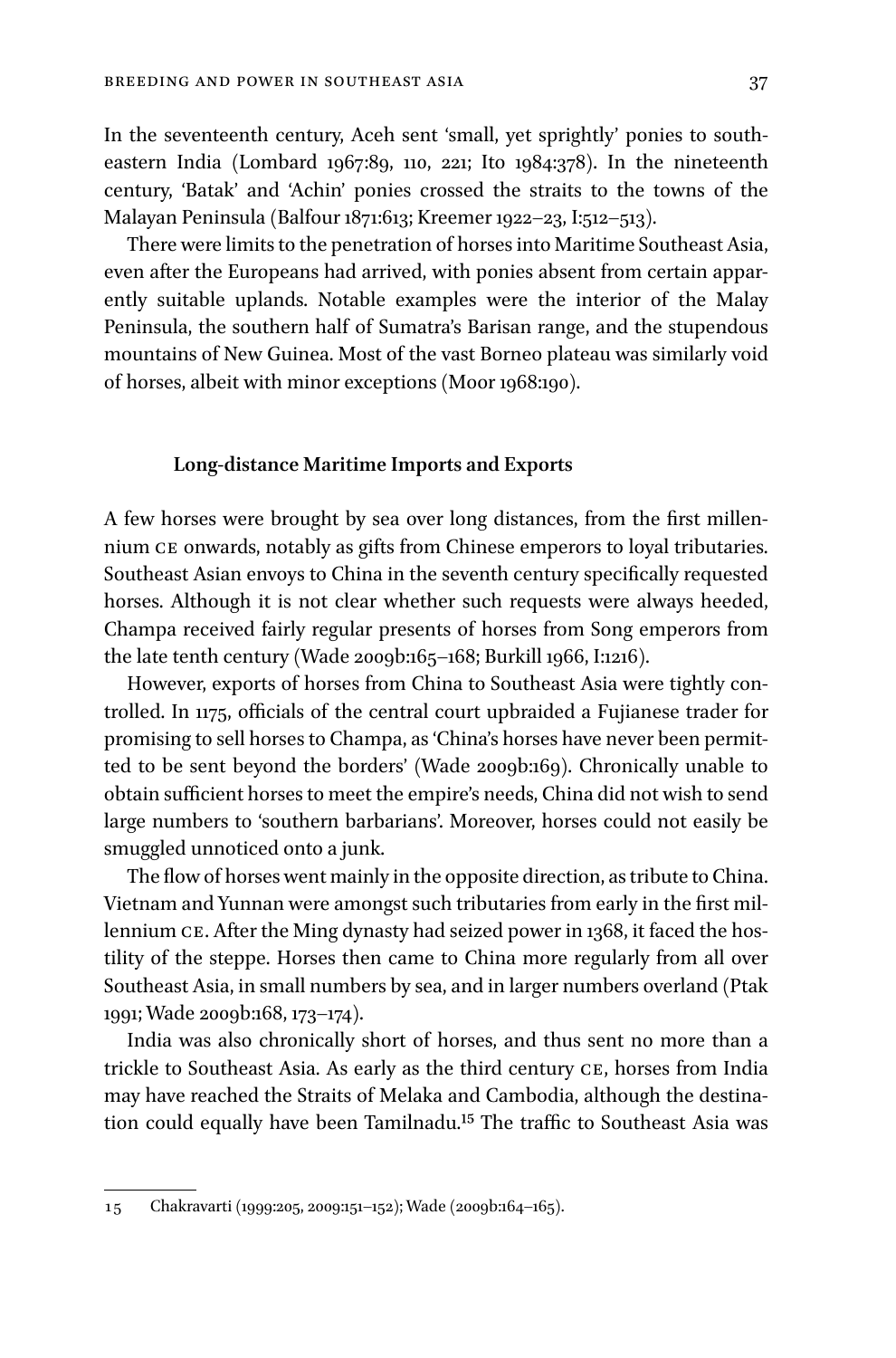In the seventeenth century, Aceh sent 'small, yet sprightly' ponies to southeastern India (Lombard 1967:89, 110, 221; Ito 1984:378). In the nineteenth century, 'Batak' and 'Achin' ponies crossed the straits to the towns of the Malayan Peninsula (Balfour 1871:613; Kreemer 1922–23, I:512–513).

There were limits to the penetration of horses into Maritime Southeast Asia, even after the Europeans had arrived, with ponies absent from certain apparently suitable uplands. Notable examples were the interior of the Malay Peninsula, the southern half of Sumatra's Barisan range, and the stupendous mountains of New Guinea. Most of the vast Borneo plateau was similarly void of horses, albeit with minor exceptions (Moor 1968:190).

### Long-distance Maritime Imports and Exports

A few horses were brought by sea over long distances, from the first millennium CE onwards, notably as gifts from Chinese emperors to loyal tributaries. Southeast Asian envoys to China in the seventh century specifically requested horses. Although it is not clear whether such requests were always heeded, Champa received fairly regular presents of horses from Song emperors from the late tenth century (Wade 2009b:165–168; Burkill 1966, I:1216).

However, exports of horses from China to Southeast Asia were tightly controlled. In 1175, officials of the central court upbraided a Fujianese trader for promising to sell horses to Champa, as 'China's horses have never been permitted to be sent beyond the borders' (Wade 2009b:169). Chronically unable to obtain sufficient horses to meet the empire's needs, China did not wish to send large numbers to 'southern barbarians'. Moreover, horses could not easily be smuggled unnoticed onto a junk.

The flow of horses went mainly in the opposite direction, as tribute to China. Vietnam and Yunnan were amongst such tributaries from early in the first millennium CE. After the Ming dynasty had seized power in 1368, it faced the hostility of the steppe. Horses then came to China more regularly from all over Southeast Asia, in small numbers by sea, and in larger numbers overland (Ptak 1991; Wade 2009b:168, 173–174).

India was also chronically short of horses, and thus sent no more than a trickle to Southeast Asia. As early as the third century CE, horses from India may have reached the Straits of Melaka and Cambodia, although the destination could equally have been Tamilnadu.[15] The traffic to Southeast Asia was

---

15 Chakravarti (1999:205, 2009:151–152); Wade (2009b:164–165).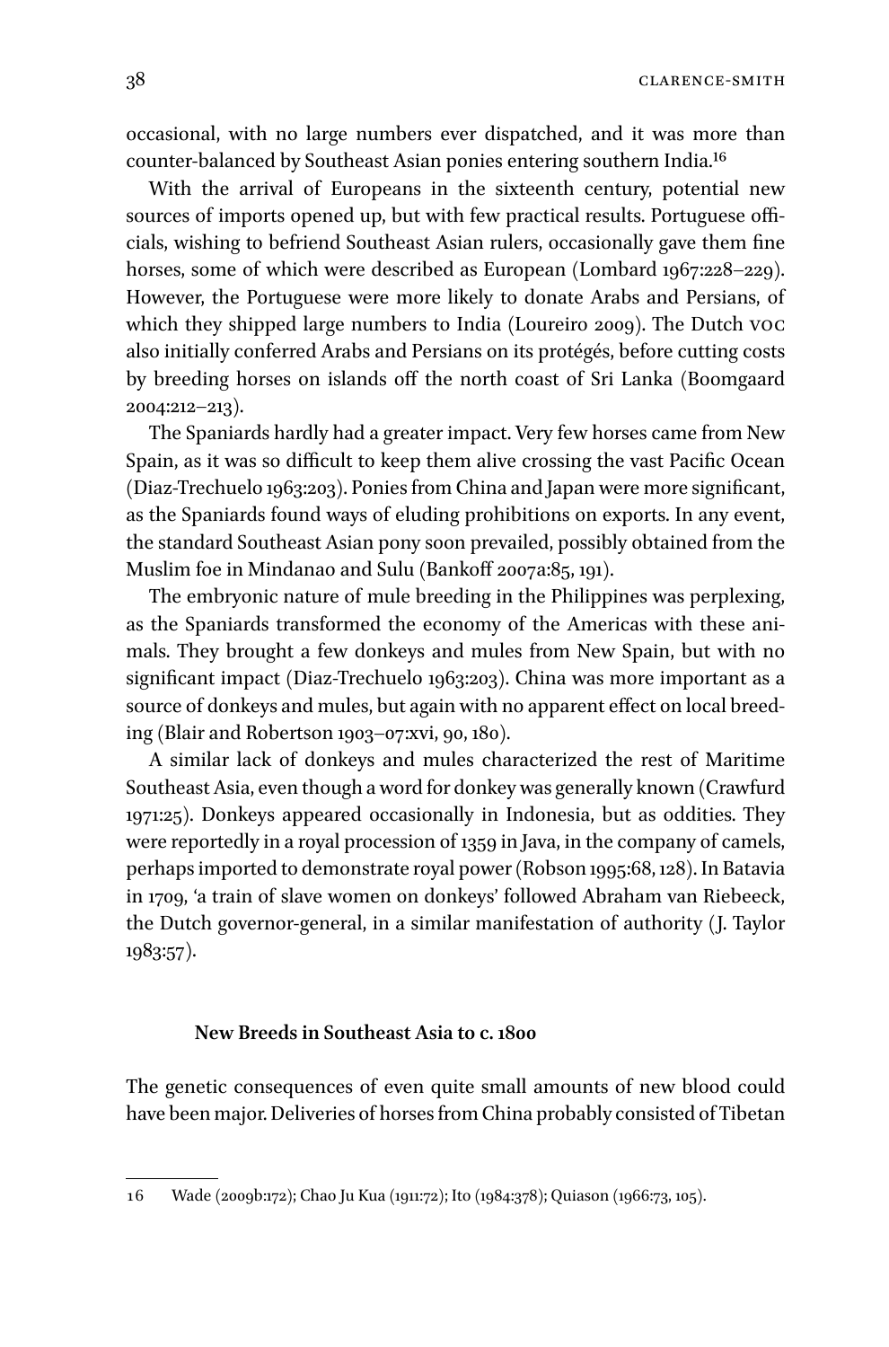occasional, with no large numbers ever dispatched, and it was more than counter-balanced by Southeast Asian ponies entering southern India.[16]

With the arrival of Europeans in the sixteenth century, potential new sources of imports opened up, but with few practical results. Portuguese officials, wishing to befriend Southeast Asian rulers, occasionally gave them fine horses, some of which were described as European (Lombard 1967:228–229). However, the Portuguese were more likely to donate Arabs and Persians, of which they shipped large numbers to India (Loureiro 2009). The Dutch VOC also initially conferred Arabs and Persians on its protégés, before cutting costs by breeding horses on islands off the north coast of Sri Lanka (Boomgaard 2004:212–213).

The Spaniards hardly had a greater impact. Very few horses came from New Spain, as it was so difficult to keep them alive crossing the vast Pacific Ocean (Diaz-Trechuelo 1963:203). Ponies from China and Japan were more significant, as the Spaniards found ways of eluding prohibitions on exports. In any event, the standard Southeast Asian pony soon prevailed, possibly obtained from the Muslim foe in Mindanao and Sulu (Bankoff 2007a:85, 191).

The embryonic nature of mule breeding in the Philippines was perplexing, as the Spaniards transformed the economy of the Americas with these animals. They brought a few donkeys and mules from New Spain, but with no significant impact (Diaz-Trechuelo 1963:203). China was more important as a source of donkeys and mules, but again with no apparent effect on local breeding (Blair and Robertson 1903–07:xvi, 90, 180).

A similar lack of donkeys and mules characterized the rest of Maritime Southeast Asia, even though a word for donkey was generally known (Crawfurd 1971:25). Donkeys appeared occasionally in Indonesia, but as oddities. They were reportedly in a royal procession of 1359 in Java, in the company of camels, perhaps imported to demonstrate royal power (Robson 1995:68, 128). In Batavia in 1709, 'a train of slave women on donkeys' followed Abraham van Riebeeck, the Dutch governor-general, in a similar manifestation of authority (J. Taylor 1983:57).

## New Breeds in Southeast Asia to c. 1800

The genetic consequences of even quite small amounts of new blood could have been major. Deliveries of horses from China probably consisted of Tibetan

---

16 Wade (2009b:172); Chao Ju Kua (1911:72); Ito (1984:378); Quiason (1966:73, 105).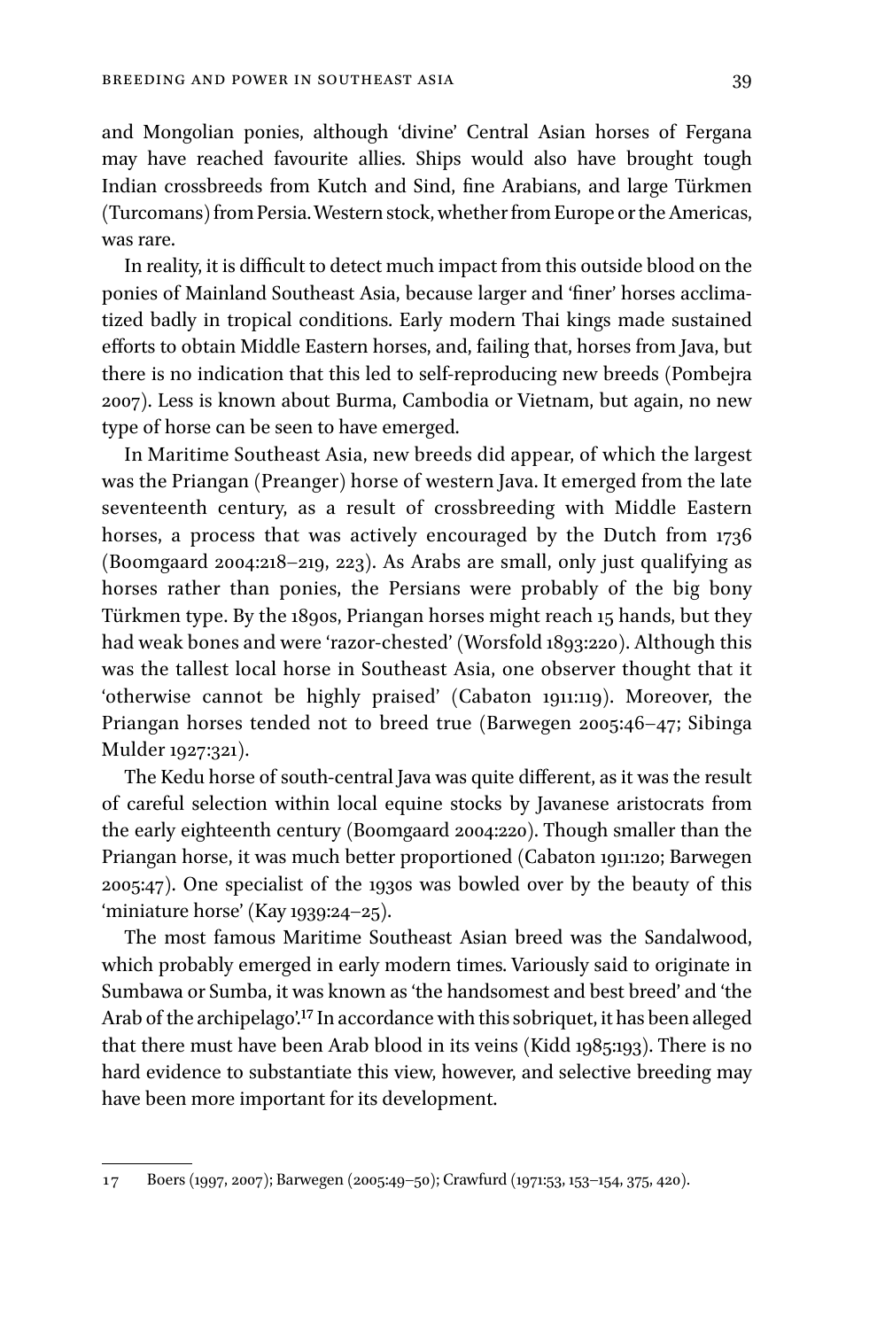and Mongolian ponies, although 'divine' Central Asian horses of Fergana may have reached favourite allies. Ships would also have brought tough Indian crossbreeds from Kutch and Sind, fine Arabians, and large Türkmen (Turcomans) from Persia. Western stock, whether from Europe or the Americas, was rare.

In reality, it is difficult to detect much impact from this outside blood on the ponies of Mainland Southeast Asia, because larger and 'finer' horses acclimatized badly in tropical conditions. Early modern Thai kings made sustained efforts to obtain Middle Eastern horses, and, failing that, horses from Java, but there is no indication that this led to self-reproducing new breeds (Pombejra 2007). Less is known about Burma, Cambodia or Vietnam, but again, no new type of horse can be seen to have emerged.

In Maritime Southeast Asia, new breeds did appear, of which the largest was the Priangan (Preanger) horse of western Java. It emerged from the late seventeenth century, as a result of crossbreeding with Middle Eastern horses, a process that was actively encouraged by the Dutch from 1736 (Boomgaard 2004:218–219, 223). As Arabs are small, only just qualifying as horses rather than ponies, the Persians were probably of the big bony Türkmen type. By the 1890s, Priangan horses might reach 15 hands, but they had weak bones and were 'razor-chested' (Worsfold 1893:220). Although this was the tallest local horse in Southeast Asia, one observer thought that it 'otherwise cannot be highly praised' (Cabaton 1911:119). Moreover, the Priangan horses tended not to breed true (Barwegen 2005:46–47; Sibinga Mulder 1927:321).

The Kedu horse of south-central Java was quite different, as it was the result of careful selection within local equine stocks by Javanese aristocrats from the early eighteenth century (Boomgaard 2004:220). Though smaller than the Priangan horse, it was much better proportioned (Cabaton 1911:120; Barwegen 2005:47). One specialist of the 1930s was bowled over by the beauty of this 'miniature horse' (Kay 1939:24–25).

The most famous Maritime Southeast Asian breed was the Sandalwood, which probably emerged in early modern times. Variously said to originate in Sumbawa or Sumba, it was known as 'the handsomest and best breed' and 'the Arab of the archipelago'.[17] In accordance with this sobriquet, it has been alleged that there must have been Arab blood in its veins (Kidd 1985:193). There is no hard evidence to substantiate this view, however, and selective breeding may have been more important for its development.

---

17 Boers (1997, 2007); Barwegen (2005:49–50); Crawfurd (1971:53, 153–154, 375, 420).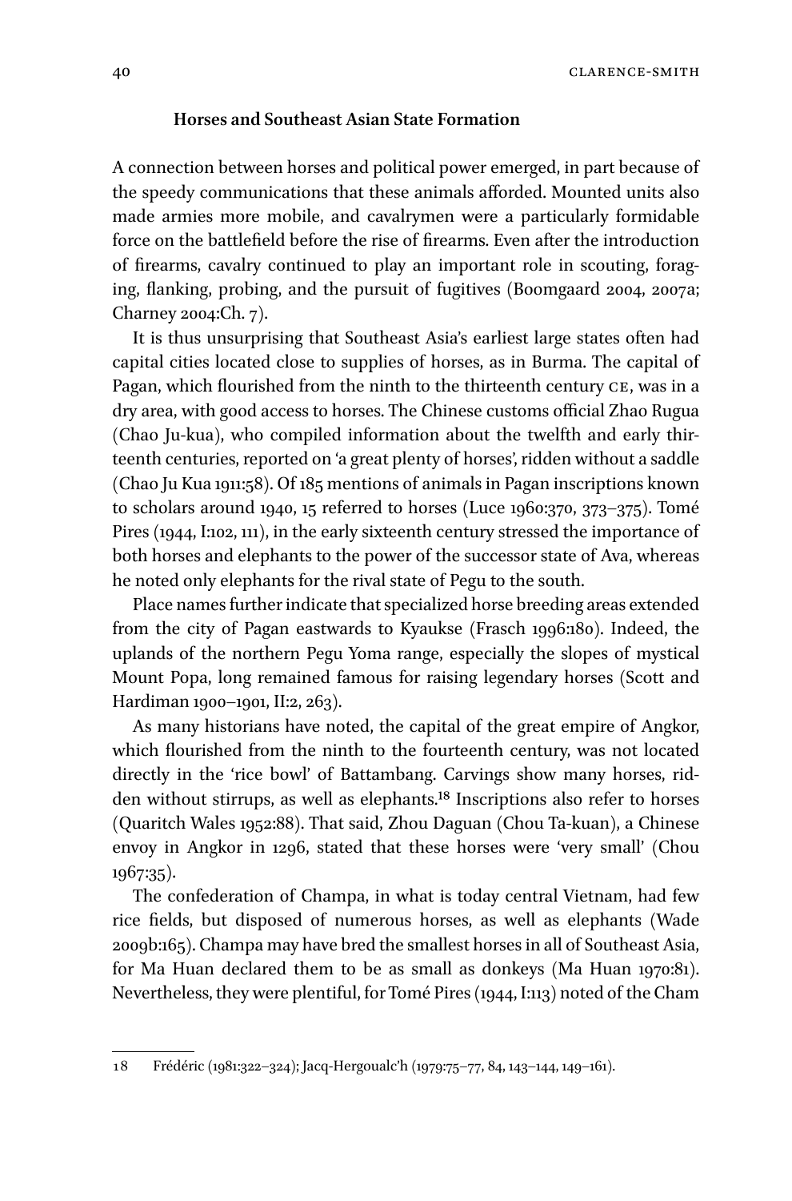### Horses and Southeast Asian State Formation

A connection between horses and political power emerged, in part because of the speedy communications that these animals afforded. Mounted units also made armies more mobile, and cavalrymen were a particularly formidable force on the battlefield before the rise of firearms. Even after the introduction of firearms, cavalry continued to play an important role in scouting, foraging, flanking, probing, and the pursuit of fugitives (Boomgaard 2004, 2007a; Charney 2004:Ch. 7).

It is thus unsurprising that Southeast Asia's earliest large states often had capital cities located close to supplies of horses, as in Burma. The capital of Pagan, which flourished from the ninth to the thirteenth century CE, was in a dry area, with good access to horses. The Chinese customs official Zhao Rugua (Chao Ju-kua), who compiled information about the twelfth and early thirteenth centuries, reported on 'a great plenty of horses', ridden without a saddle (Chao Ju Kua 1911:58). Of 185 mentions of animals in Pagan inscriptions known to scholars around 1940, 15 referred to horses (Luce 1960:370, 373–375). Tomé Pires (1944, I:102, 111), in the early sixteenth century stressed the importance of both horses and elephants to the power of the successor state of Ava, whereas he noted only elephants for the rival state of Pegu to the south.

Place names further indicate that specialized horse breeding areas extended from the city of Pagan eastwards to Kyaukse (Frasch 1996:180). Indeed, the uplands of the northern Pegu Yoma range, especially the slopes of mystical Mount Popa, long remained famous for raising legendary horses (Scott and Hardiman 1900–1901, II:2, 263).

As many historians have noted, the capital of the great empire of Angkor, which flourished from the ninth to the fourteenth century, was not located directly in the 'rice bowl' of Battambang. Carvings show many horses, ridden without stirrups, as well as elephants.[18] Inscriptions also refer to horses (Quaritch Wales 1952:88). That said, Zhou Daguan (Chou Ta-kuan), a Chinese envoy in Angkor in 1296, stated that these horses were 'very small' (Chou 1967:35).

The confederation of Champa, in what is today central Vietnam, had few rice fields, but disposed of numerous horses, as well as elephants (Wade 2009b:165). Champa may have bred the smallest horses in all of Southeast Asia, for Ma Huan declared them to be as small as donkeys (Ma Huan 1970:81). Nevertheless, they were plentiful, for Tomé Pires (1944, I:113) noted of the Cham

---

18 Frédéric (1981:322–324); Jacq-Hergoualc'h (1979:75–77, 84, 143–144, 149–161).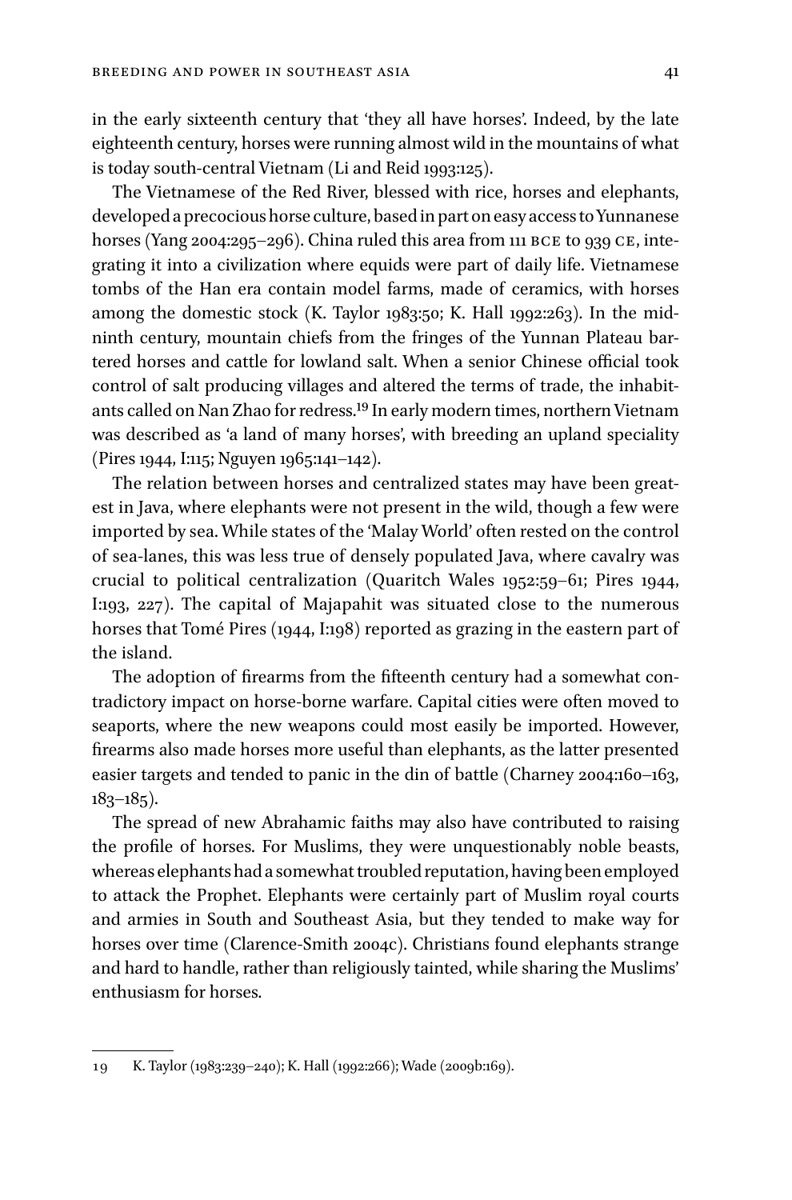in the early sixteenth century that 'they all have horses'. Indeed, by the late eighteenth century, horses were running almost wild in the mountains of what is today south-central Vietnam (Li and Reid 1993:125).

The Vietnamese of the Red River, blessed with rice, horses and elephants, developed a precocious horse culture, based in part on easy access to Yunnanese horses (Yang 2004:295–296). China ruled this area from 111 BCE to 939 CE, integrating it into a civilization where equids were part of daily life. Vietnamese tombs of the Han era contain model farms, made of ceramics, with horses among the domestic stock (K. Taylor 1983:50; K. Hall 1992:263). In the mid-ninth century, mountain chiefs from the fringes of the Yunnan Plateau bartered horses and cattle for lowland salt. When a senior Chinese official took control of salt producing villages and altered the terms of trade, the inhabitants called on Nan Zhao for redress.[19] In early modern times, northern Vietnam was described as 'a land of many horses', with breeding an upland speciality (Pires 1944, I:115; Nguyen 1965:141–142).

The relation between horses and centralized states may have been greatest in Java, where elephants were not present in the wild, though a few were imported by sea. While states of the 'Malay World' often rested on the control of sea-lanes, this was less true of densely populated Java, where cavalry was crucial to political centralization (Quaritch Wales 1952:59–61; Pires 1944, I:193, 227). The capital of Majapahit was situated close to the numerous horses that Tomé Pires (1944, I:198) reported as grazing in the eastern part of the island.

The adoption of firearms from the fifteenth century had a somewhat contradictory impact on horse-borne warfare. Capital cities were often moved to seaports, where the new weapons could most easily be imported. However, firearms also made horses more useful than elephants, as the latter presented easier targets and tended to panic in the din of battle (Charney 2004:160–163, 183–185).

The spread of new Abrahamic faiths may also have contributed to raising the profile of horses. For Muslims, they were unquestionably noble beasts, whereas elephants had a somewhat troubled reputation, having been employed to attack the Prophet. Elephants were certainly part of Muslim royal courts and armies in South and Southeast Asia, but they tended to make way for horses over time (Clarence-Smith 2004c). Christians found elephants strange and hard to handle, rather than religiously tainted, while sharing the Muslims' enthusiasm for horses.

---

19 K. Taylor (1983:239–240); K. Hall (1992:266); Wade (2009b:169).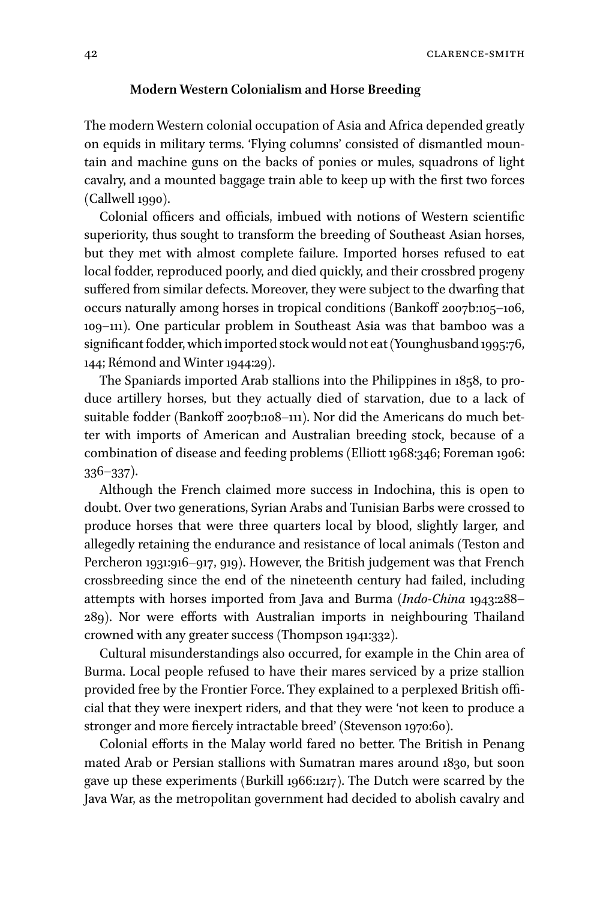### Modern Western Colonialism and Horse Breeding

The modern Western colonial occupation of Asia and Africa depended greatly on equids in military terms. 'Flying columns' consisted of dismantled mountain and machine guns on the backs of ponies or mules, squadrons of light cavalry, and a mounted baggage train able to keep up with the first two forces (Callwell 1990).

Colonial officers and officials, imbued with notions of Western scientific superiority, thus sought to transform the breeding of Southeast Asian horses, but they met with almost complete failure. Imported horses refused to eat local fodder, reproduced poorly, and died quickly, and their crossbred progeny suffered from similar defects. Moreover, they were subject to the dwarfing that occurs naturally among horses in tropical conditions (Bankoff 2007b:105–106, 109–111). One particular problem in Southeast Asia was that bamboo was a significant fodder, which imported stock would not eat (Younghusband 1995:76, 144; Rémond and Winter 1944:29).

The Spaniards imported Arab stallions into the Philippines in 1858, to produce artillery horses, but they actually died of starvation, due to a lack of suitable fodder (Bankoff 2007b:108–111). Nor did the Americans do much better with imports of American and Australian breeding stock, because of a combination of disease and feeding problems (Elliott 1968:346; Foreman 1906: 336–337).

Although the French claimed more success in Indochina, this is open to doubt. Over two generations, Syrian Arabs and Tunisian Barbs were crossed to produce horses that were three quarters local by blood, slightly larger, and allegedly retaining the endurance and resistance of local animals (Teston and Percheron 1931:916–917, 919). However, the British judgement was that French crossbreeding since the end of the nineteenth century had failed, including attempts with horses imported from Java and Burma (*Indo-China* 1943:288–289). Nor were efforts with Australian imports in neighbouring Thailand crowned with any greater success (Thompson 1941:332).

Cultural misunderstandings also occurred, for example in the Chin area of Burma. Local people refused to have their mares serviced by a prize stallion provided free by the Frontier Force. They explained to a perplexed British official that they were inexpert riders, and that they were 'not keen to produce a stronger and more fiercely intractable breed' (Stevenson 1970:60).

Colonial efforts in the Malay world fared no better. The British in Penang mated Arab or Persian stallions with Sumatran mares around 1830, but soon gave up these experiments (Burkill 1966:1217). The Dutch were scarred by the Java War, as the metropolitan government had decided to abolish cavalry and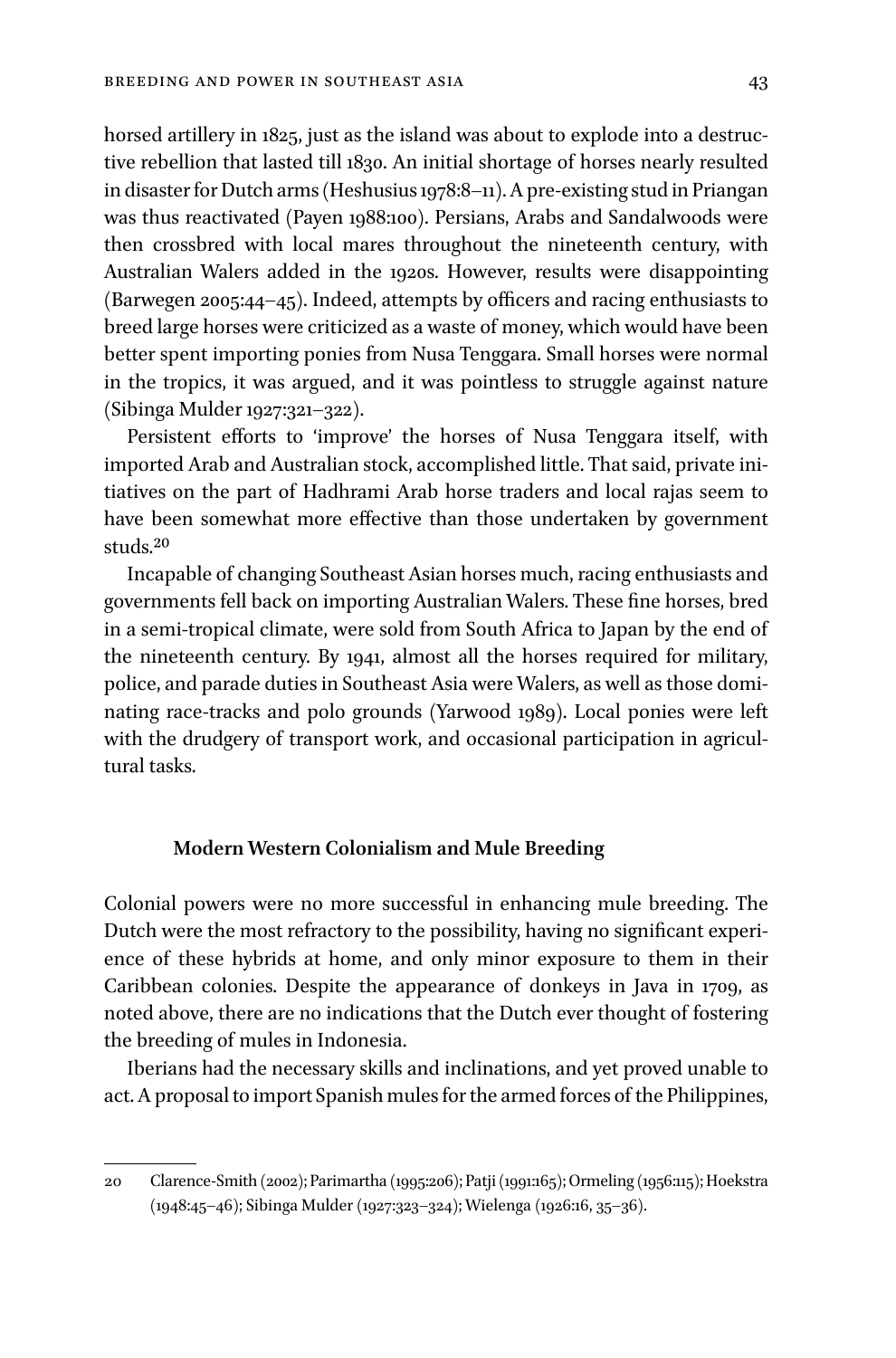horsed artillery in 1825, just as the island was about to explode into a destructive rebellion that lasted till 1830. An initial shortage of horses nearly resulted in disaster for Dutch arms (Heshusius 1978:8–11). A pre-existing stud in Priangan was thus reactivated (Payen 1988:100). Persians, Arabs and Sandalwoods were then crossbred with local mares throughout the nineteenth century, with Australian Walers added in the 1920s. However, results were disappointing (Barwegen 2005:44–45). Indeed, attempts by officers and racing enthusiasts to breed large horses were criticized as a waste of money, which would have been better spent importing ponies from Nusa Tenggara. Small horses were normal in the tropics, it was argued, and it was pointless to struggle against nature (Sibinga Mulder 1927:321–322).

Persistent efforts to 'improve' the horses of Nusa Tenggara itself, with imported Arab and Australian stock, accomplished little. That said, private initiatives on the part of Hadhrami Arab horse traders and local rajas seem to have been somewhat more effective than those undertaken by government studs.[20]

Incapable of changing Southeast Asian horses much, racing enthusiasts and governments fell back on importing Australian Walers. These fine horses, bred in a semi-tropical climate, were sold from South Africa to Japan by the end of the nineteenth century. By 1941, almost all the horses required for military, police, and parade duties in Southeast Asia were Walers, as well as those dominating race-tracks and polo grounds (Yarwood 1989). Local ponies were left with the drudgery of transport work, and occasional participation in agricultural tasks.

### Modern Western Colonialism and Mule Breeding

Colonial powers were no more successful in enhancing mule breeding. The Dutch were the most refractory to the possibility, having no significant experience of these hybrids at home, and only minor exposure to them in their Caribbean colonies. Despite the appearance of donkeys in Java in 1709, as noted above, there are no indications that the Dutch ever thought of fostering the breeding of mules in Indonesia.

Iberians had the necessary skills and inclinations, and yet proved unable to act. A proposal to import Spanish mules for the armed forces of the Philippines,

---

20 Clarence-Smith (2002); Parimartha (1995:206); Patji (1991:165); Ormeling (1956:115); Hoekstra (1948:45–46); Sibinga Mulder (1927:323–324); Wielenga (1926:16, 35–36).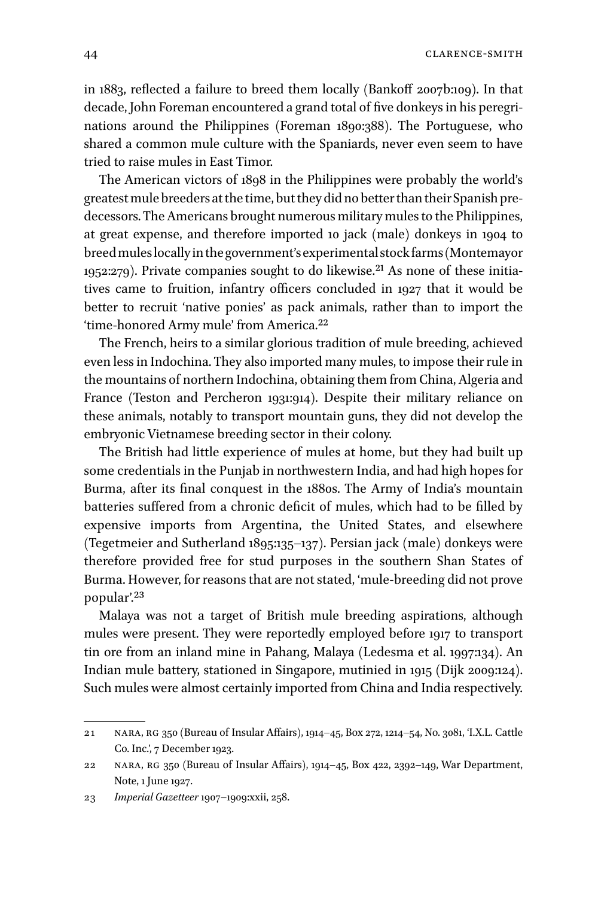in 1883, reflected a failure to breed them locally (Bankoff 2007b:109). In that decade, John Foreman encountered a grand total of five donkeys in his peregrinations around the Philippines (Foreman 1890:388). The Portuguese, who shared a common mule culture with the Spaniards, never even seem to have tried to raise mules in East Timor.

The American victors of 1898 in the Philippines were probably the world's greatest mule breeders at the time, but they did no better than their Spanish predecessors. The Americans brought numerous military mules to the Philippines, at great expense, and therefore imported 10 jack (male) donkeys in 1904 to breed mules locally in the government's experimental stock farms (Montemayor 1952:279). Private companies sought to do likewise.[21] As none of these initiatives came to fruition, infantry officers concluded in 1927 that it would be better to recruit 'native ponies' as pack animals, rather than to import the 'time-honored Army mule' from America.[22]

The French, heirs to a similar glorious tradition of mule breeding, achieved even less in Indochina. They also imported many mules, to impose their rule in the mountains of northern Indochina, obtaining them from China, Algeria and France (Teston and Percheron 1931:914). Despite their military reliance on these animals, notably to transport mountain guns, they did not develop the embryonic Vietnamese breeding sector in their colony.

The British had little experience of mules at home, but they had built up some credentials in the Punjab in northwestern India, and had high hopes for Burma, after its final conquest in the 1880s. The Army of India's mountain batteries suffered from a chronic deficit of mules, which had to be filled by expensive imports from Argentina, the United States, and elsewhere (Tegetmeier and Sutherland 1895:135–137). Persian jack (male) donkeys were therefore provided free for stud purposes in the southern Shan States of Burma. However, for reasons that are not stated, 'mule-breeding did not prove popular'.[23]

Malaya was not a target of British mule breeding aspirations, although mules were present. They were reportedly employed before 1917 to transport tin ore from an inland mine in Pahang, Malaya (Ledesma et al. 1997:134). An Indian mule battery, stationed in Singapore, mutinied in 1915 (Dijk 2009:124). Such mules were almost certainly imported from China and India respectively.

---

21 NARA, RG 350 (Bureau of Insular Affairs), 1914–45, Box 272, 1214–54, No. 3081, 'I.X.L. Cattle Co. Inc.', 7 December 1923.

22 NARA, RG 350 (Bureau of Insular Affairs), 1914–45, Box 422, 2392–149, War Department, Note, 1 June 1927.

23 *Imperial Gazetteer* 1907–1909:xxii, 258.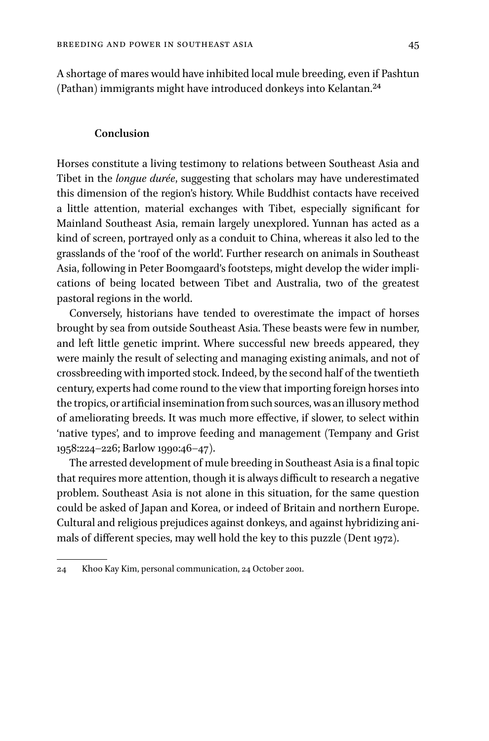A shortage of mares would have inhibited local mule breeding, even if Pashtun (Pathan) immigrants might have introduced donkeys into Kelantan.[24]

## Conclusion

Horses constitute a living testimony to relations between Southeast Asia and Tibet in the *longue durée*, suggesting that scholars may have underestimated this dimension of the region's history. While Buddhist contacts have received a little attention, material exchanges with Tibet, especially significant for Mainland Southeast Asia, remain largely unexplored. Yunnan has acted as a kind of screen, portrayed only as a conduit to China, whereas it also led to the grasslands of the 'roof of the world'. Further research on animals in Southeast Asia, following in Peter Boomgaard's footsteps, might develop the wider implications of being located between Tibet and Australia, two of the greatest pastoral regions in the world.

Conversely, historians have tended to overestimate the impact of horses brought by sea from outside Southeast Asia. These beasts were few in number, and left little genetic imprint. Where successful new breeds appeared, they were mainly the result of selecting and managing existing animals, and not of crossbreeding with imported stock. Indeed, by the second half of the twentieth century, experts had come round to the view that importing foreign horses into the tropics, or artificial insemination from such sources, was an illusory method of ameliorating breeds. It was much more effective, if slower, to select within 'native types', and to improve feeding and management (Tempany and Grist 1958:224–226; Barlow 1990:46–47).

The arrested development of mule breeding in Southeast Asia is a final topic that requires more attention, though it is always difficult to research a negative problem. Southeast Asia is not alone in this situation, for the same question could be asked of Japan and Korea, or indeed of Britain and northern Europe. Cultural and religious prejudices against donkeys, and against hybridizing animals of different species, may well hold the key to this puzzle (Dent 1972).

---

24 Khoo Kay Kim, personal communication, 24 October 2001.